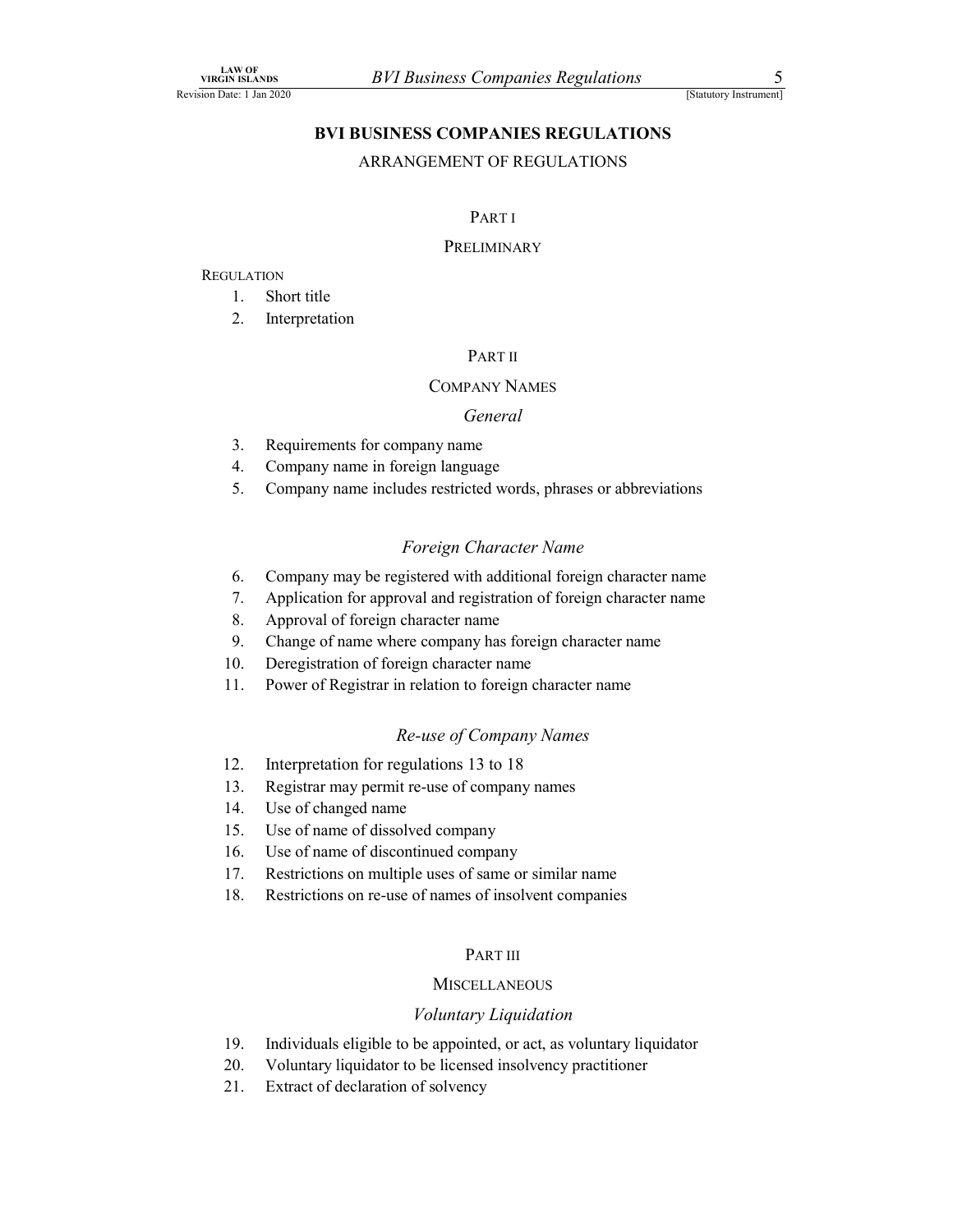# BVI BUSINESS COMPANIES REGULATIONS

## ARRANGEMENT OF REGULATIONS

### PART I

### PRELIMINARY

REGULATION

1. Short title
2. Interpretation

### PART II

### COMPANY NAMES

#### *General*

3. Requirements for company name
4. Company name in foreign language
5. Company name includes restricted words, phrases or abbreviations

#### *Foreign Character Name*

6. Company may be registered with additional foreign character name
7. Application for approval and registration of foreign character name
8. Approval of foreign character name
9. Change of name where company has foreign character name
10. Deregistration of foreign character name
11. Power of Registrar in relation to foreign character name

#### *Re-use of Company Names*

12. Interpretation for regulations 13 to 18
13. Registrar may permit re-use of company names
14. Use of changed name
15. Use of name of dissolved company
16. Use of name of discontinued company
17. Restrictions on multiple uses of same or similar name
18. Restrictions on re-use of names of insolvent companies

### PART III

### MISCELLANEOUS

#### *Voluntary Liquidation*

19. Individuals eligible to be appointed, or act, as voluntary liquidator
20. Voluntary liquidator to be licensed insolvency practitioner
21. Extract of declaration of solvency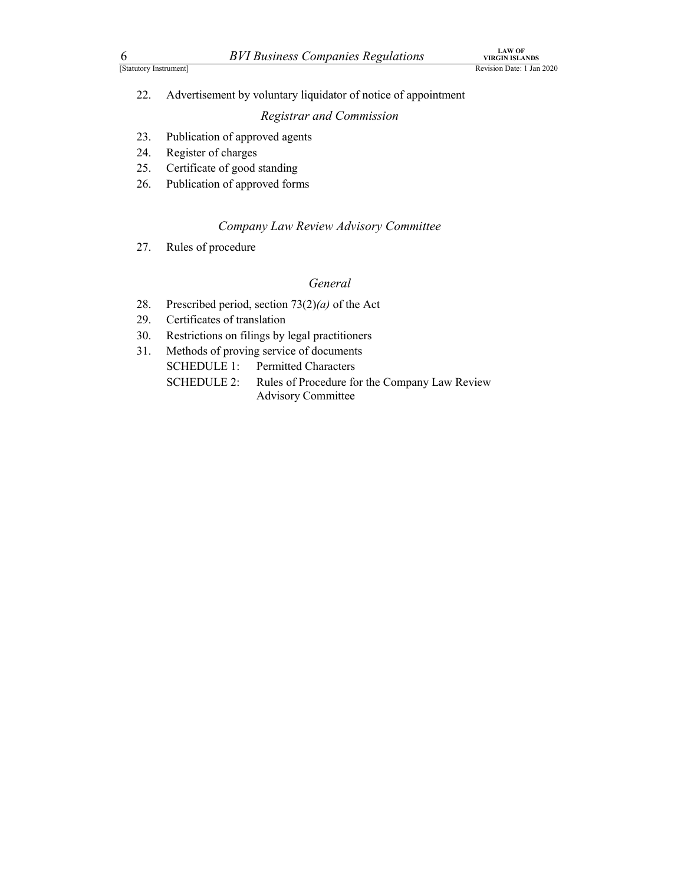22. Advertisement by voluntary liquidator of notice of appointment

*Registrar and Commission*

23. Publication of approved agents
24. Register of charges
25. Certificate of good standing
26. Publication of approved forms

*Company Law Review Advisory Committee*

27. Rules of procedure

*General*

28. Prescribed period, section 73(2)*(a)* of the Act
29. Certificates of translation
30. Restrictions on filings by legal practitioners
31. Methods of proving service of documents

SCHEDULE 1: Permitted Characters

SCHEDULE 2: Rules of Procedure for the Company Law Review Advisory Committee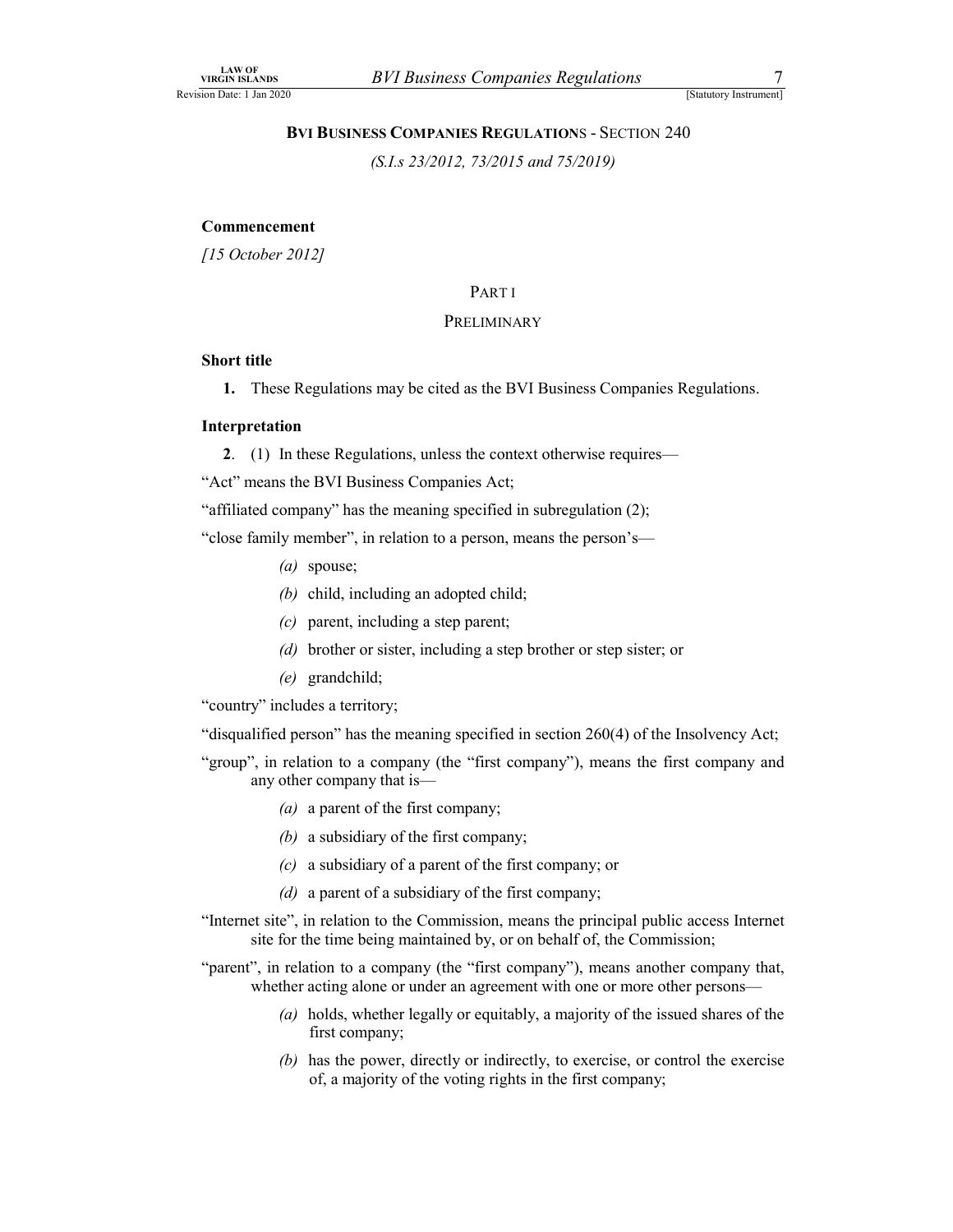## BVI BUSINESS COMPANIES REGULATIONS - SECTION 240

*(S.I.s 23/2012, 73/2015 and 75/2019)*

**Commencement**

*[15 October 2012]*

### PART I

### PRELIMINARY

**Short title**

**1.** These Regulations may be cited as the BVI Business Companies Regulations.

**Interpretation**

**2**. (1) In these Regulations, unless the context otherwise requires—

"Act" means the BVI Business Companies Act;

"affiliated company" has the meaning specified in subregulation (2);

"close family member", in relation to a person, means the person's—

*(a)* spouse;

*(b)* child, including an adopted child;

*(c)* parent, including a step parent;

*(d)* brother or sister, including a step brother or step sister; or

*(e)* grandchild;

"country" includes a territory;

"disqualified person" has the meaning specified in section 260(4) of the Insolvency Act;

"group", in relation to a company (the "first company"), means the first company and any other company that is—

*(a)* a parent of the first company;

*(b)* a subsidiary of the first company;

*(c)* a subsidiary of a parent of the first company; or

*(d)* a parent of a subsidiary of the first company;

"Internet site", in relation to the Commission, means the principal public access Internet site for the time being maintained by, or on behalf of, the Commission;

"parent", in relation to a company (the "first company"), means another company that, whether acting alone or under an agreement with one or more other persons—

*(a)* holds, whether legally or equitably, a majority of the issued shares of the first company;

*(b)* has the power, directly or indirectly, to exercise, or control the exercise of, a majority of the voting rights in the first company;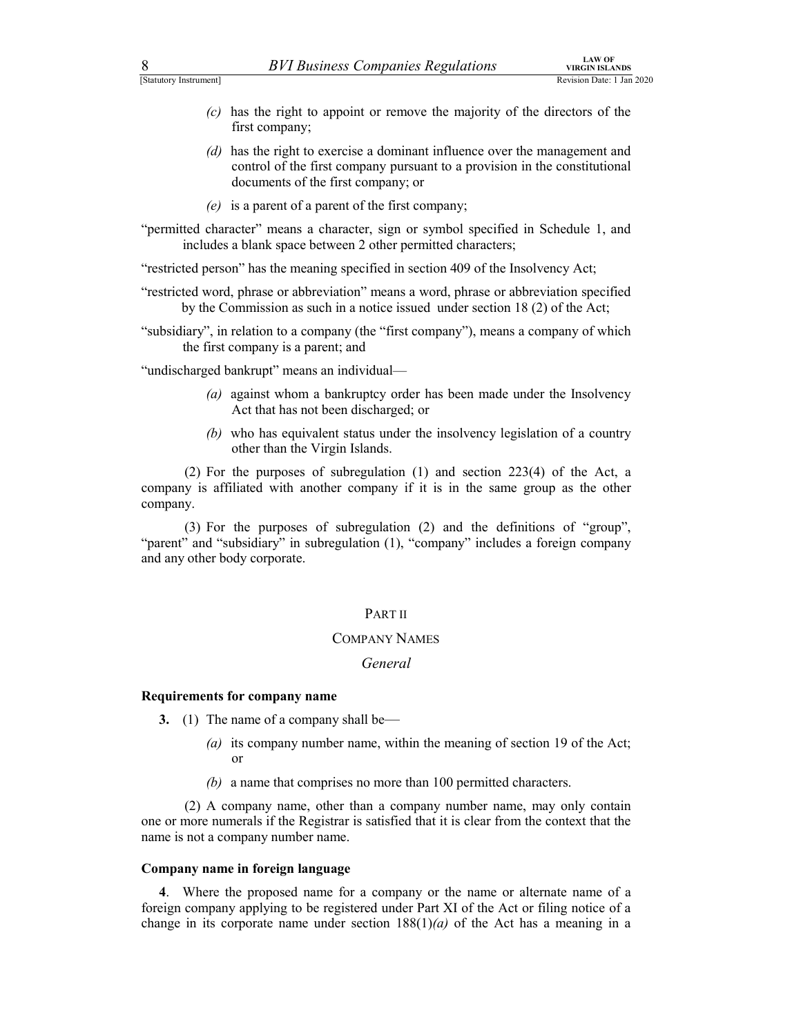(c) has the right to appoint or remove the majority of the directors of the first company;

(d) has the right to exercise a dominant influence over the management and control of the first company pursuant to a provision in the constitutional documents of the first company; or

(e) is a parent of a parent of the first company;

"permitted character" means a character, sign or symbol specified in Schedule 1, and includes a blank space between 2 other permitted characters;

"restricted person" has the meaning specified in section 409 of the Insolvency Act;

"restricted word, phrase or abbreviation" means a word, phrase or abbreviation specified by the Commission as such in a notice issued under section 18 (2) of the Act;

"subsidiary", in relation to a company (the "first company"), means a company of which the first company is a parent; and

"undischarged bankrupt" means an individual—

(a) against whom a bankruptcy order has been made under the Insolvency Act that has not been discharged; or

(b) who has equivalent status under the insolvency legislation of a country other than the Virgin Islands.

(2) For the purposes of subregulation (1) and section 223(4) of the Act, a company is affiliated with another company if it is in the same group as the other company.

(3) For the purposes of subregulation (2) and the definitions of "group", "parent" and "subsidiary" in subregulation (1), "company" includes a foreign company and any other body corporate.

## PART II

## COMPANY NAMES

### *General*

**Requirements for company name**

**3.** (1) The name of a company shall be—

(a) its company number name, within the meaning of section 19 of the Act; or

(b) a name that comprises no more than 100 permitted characters.

(2) A company name, other than a company number name, may only contain one or more numerals if the Registrar is satisfied that it is clear from the context that the name is not a company number name.

**Company name in foreign language**

**4**. Where the proposed name for a company or the name or alternate name of a foreign company applying to be registered under Part XI of the Act or filing notice of a change in its corporate name under section 188(1)*(a)* of the Act has a meaning in a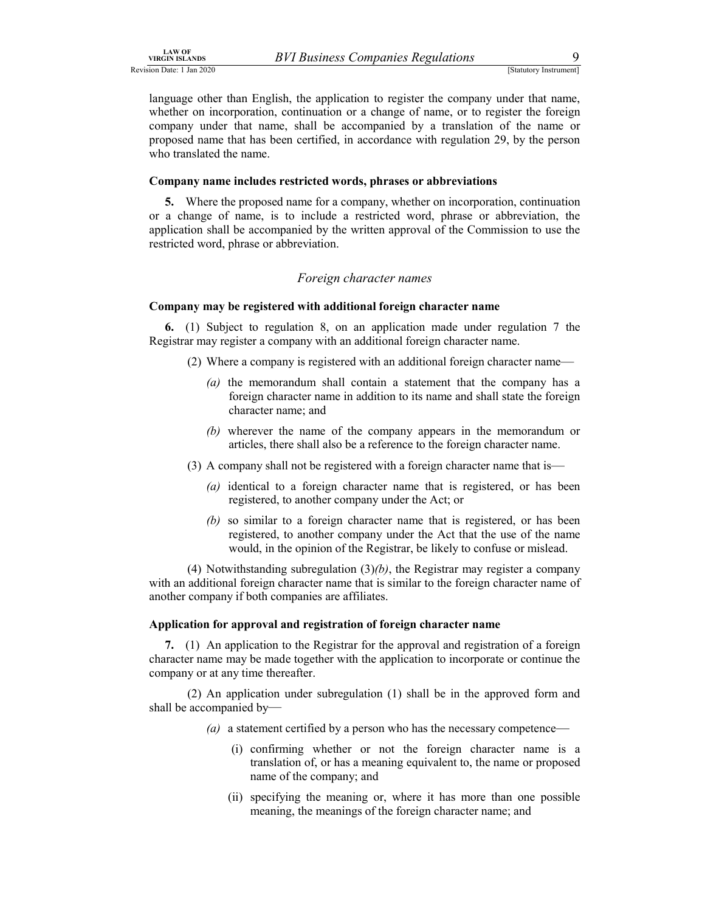language other than English, the application to register the company under that name, whether on incorporation, continuation or a change of name, or to register the foreign company under that name, shall be accompanied by a translation of the name or proposed name that has been certified, in accordance with regulation 29, by the person who translated the name.

**Company name includes restricted words, phrases or abbreviations**

**5.** Where the proposed name for a company, whether on incorporation, continuation or a change of name, is to include a restricted word, phrase or abbreviation, the application shall be accompanied by the written approval of the Commission to use the restricted word, phrase or abbreviation.

## *Foreign character names*

**Company may be registered with additional foreign character name**

**6.** (1) Subject to regulation 8, on an application made under regulation 7 the Registrar may register a company with an additional foreign character name.

(2) Where a company is registered with an additional foreign character name—

*(a)* the memorandum shall contain a statement that the company has a foreign character name in addition to its name and shall state the foreign character name; and

*(b)* wherever the name of the company appears in the memorandum or articles, there shall also be a reference to the foreign character name.

(3) A company shall not be registered with a foreign character name that is—

*(a)* identical to a foreign character name that is registered, or has been registered, to another company under the Act; or

*(b)* so similar to a foreign character name that is registered, or has been registered, to another company under the Act that the use of the name would, in the opinion of the Registrar, be likely to confuse or mislead.

(4) Notwithstanding subregulation (3)*(b)*, the Registrar may register a company with an additional foreign character name that is similar to the foreign character name of another company if both companies are affiliates.

**Application for approval and registration of foreign character name**

**7.** (1) An application to the Registrar for the approval and registration of a foreign character name may be made together with the application to incorporate or continue the company or at any time thereafter.

(2) An application under subregulation (1) shall be in the approved form and shall be accompanied by—

*(a)* a statement certified by a person who has the necessary competence—

(i) confirming whether or not the foreign character name is a translation of, or has a meaning equivalent to, the name or proposed name of the company; and

(ii) specifying the meaning or, where it has more than one possible meaning, the meanings of the foreign character name; and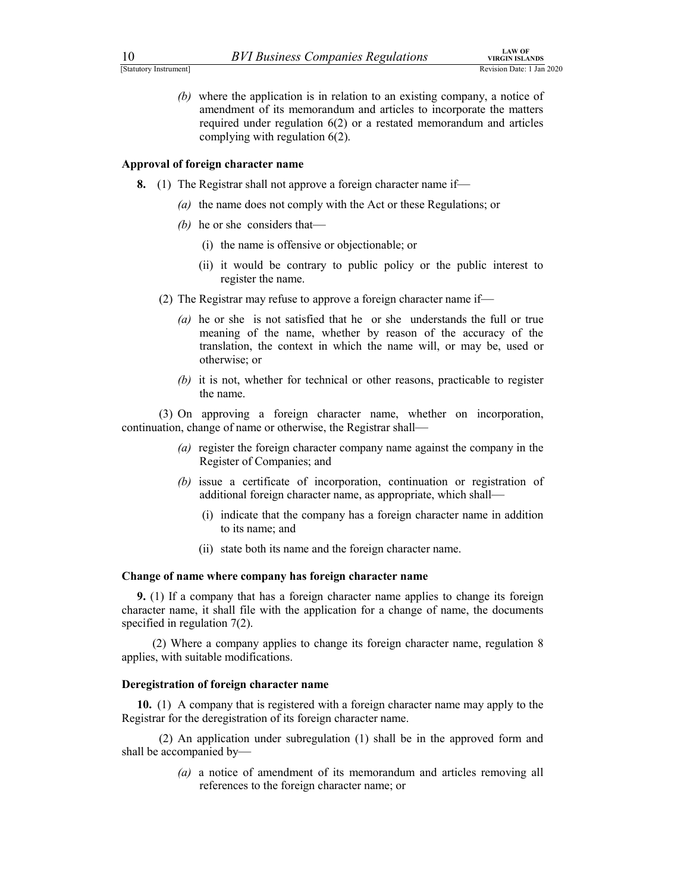*(b)* where the application is in relation to an existing company, a notice of amendment of its memorandum and articles to incorporate the matters required under regulation 6(2) or a restated memorandum and articles complying with regulation 6(2).

**Approval of foreign character name**

**8.** (1) The Registrar shall not approve a foreign character name if—

*(a)* the name does not comply with the Act or these Regulations; or

*(b)* he or she considers that—

(i) the name is offensive or objectionable; or

(ii) it would be contrary to public policy or the public interest to register the name.

(2) The Registrar may refuse to approve a foreign character name if—

*(a)* he or she is not satisfied that he or she understands the full or true meaning of the name, whether by reason of the accuracy of the translation, the context in which the name will, or may be, used or otherwise; or

*(b)* it is not, whether for technical or other reasons, practicable to register the name.

(3) On approving a foreign character name, whether on incorporation, continuation, change of name or otherwise, the Registrar shall—

*(a)* register the foreign character company name against the company in the Register of Companies; and

*(b)* issue a certificate of incorporation, continuation or registration of additional foreign character name, as appropriate, which shall—

(i) indicate that the company has a foreign character name in addition to its name; and

(ii) state both its name and the foreign character name.

**Change of name where company has foreign character name**

**9.** (1) If a company that has a foreign character name applies to change its foreign character name, it shall file with the application for a change of name, the documents specified in regulation 7(2).

(2) Where a company applies to change its foreign character name, regulation 8 applies, with suitable modifications.

**Deregistration of foreign character name**

**10.** (1) A company that is registered with a foreign character name may apply to the Registrar for the deregistration of its foreign character name.

(2) An application under subregulation (1) shall be in the approved form and shall be accompanied by—

*(a)* a notice of amendment of its memorandum and articles removing all references to the foreign character name; or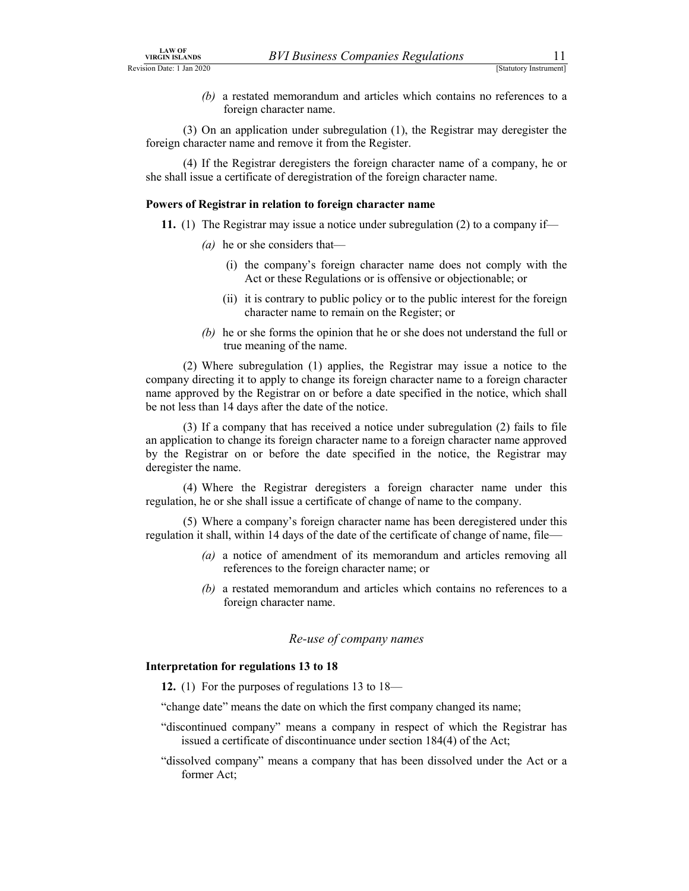*(b)* a restated memorandum and articles which contains no references to a foreign character name.

(3) On an application under subregulation (1), the Registrar may deregister the foreign character name and remove it from the Register.

(4) If the Registrar deregisters the foreign character name of a company, he or she shall issue a certificate of deregistration of the foreign character name.

**Powers of Registrar in relation to foreign character name**

**11.** (1) The Registrar may issue a notice under subregulation (2) to a company if—

*(a)* he or she considers that—

(i) the company's foreign character name does not comply with the Act or these Regulations or is offensive or objectionable; or

(ii) it is contrary to public policy or to the public interest for the foreign character name to remain on the Register; or

*(b)* he or she forms the opinion that he or she does not understand the full or true meaning of the name.

(2) Where subregulation (1) applies, the Registrar may issue a notice to the company directing it to apply to change its foreign character name to a foreign character name approved by the Registrar on or before a date specified in the notice, which shall be not less than 14 days after the date of the notice.

(3) If a company that has received a notice under subregulation (2) fails to file an application to change its foreign character name to a foreign character name approved by the Registrar on or before the date specified in the notice, the Registrar may deregister the name.

(4) Where the Registrar deregisters a foreign character name under this regulation, he or she shall issue a certificate of change of name to the company.

(5) Where a company's foreign character name has been deregistered under this regulation it shall, within 14 days of the date of the certificate of change of name, file—

*(a)* a notice of amendment of its memorandum and articles removing all references to the foreign character name; or

*(b)* a restated memorandum and articles which contains no references to a foreign character name.

*Re-use of company names*

**Interpretation for regulations 13 to 18**

**12.** (1) For the purposes of regulations 13 to 18—

"change date" means the date on which the first company changed its name;

"discontinued company" means a company in respect of which the Registrar has issued a certificate of discontinuance under section 184(4) of the Act;

"dissolved company" means a company that has been dissolved under the Act or a former Act;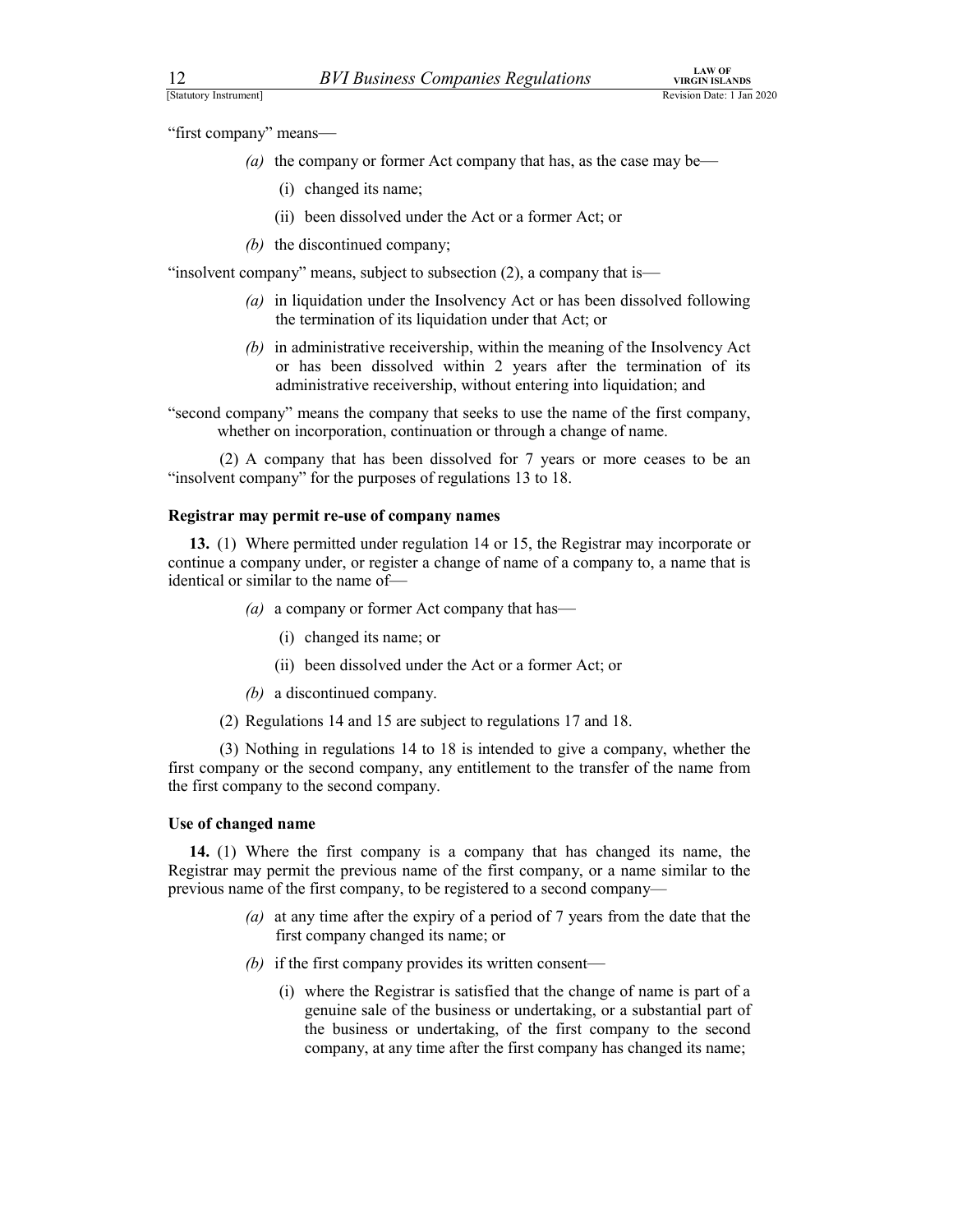"first company" means—

*(a)* the company or former Act company that has, as the case may be—

(i) changed its name;

(ii) been dissolved under the Act or a former Act; or

*(b)* the discontinued company;

"insolvent company" means, subject to subsection (2), a company that is—

*(a)* in liquidation under the Insolvency Act or has been dissolved following the termination of its liquidation under that Act; or

*(b)* in administrative receivership, within the meaning of the Insolvency Act or has been dissolved within 2 years after the termination of its administrative receivership, without entering into liquidation; and

"second company" means the company that seeks to use the name of the first company, whether on incorporation, continuation or through a change of name.

(2) A company that has been dissolved for 7 years or more ceases to be an "insolvent company" for the purposes of regulations 13 to 18.

**Registrar may permit re-use of company names**

**13.** (1) Where permitted under regulation 14 or 15, the Registrar may incorporate or continue a company under, or register a change of name of a company to, a name that is identical or similar to the name of—

*(a)* a company or former Act company that has—

(i) changed its name; or

(ii) been dissolved under the Act or a former Act; or

*(b)* a discontinued company.

(2) Regulations 14 and 15 are subject to regulations 17 and 18.

(3) Nothing in regulations 14 to 18 is intended to give a company, whether the first company or the second company, any entitlement to the transfer of the name from the first company to the second company.

**Use of changed name**

**14.** (1) Where the first company is a company that has changed its name, the Registrar may permit the previous name of the first company, or a name similar to the previous name of the first company, to be registered to a second company—

*(a)* at any time after the expiry of a period of 7 years from the date that the first company changed its name; or

*(b)* if the first company provides its written consent—

(i) where the Registrar is satisfied that the change of name is part of a genuine sale of the business or undertaking, or a substantial part of the business or undertaking, of the first company to the second company, at any time after the first company has changed its name;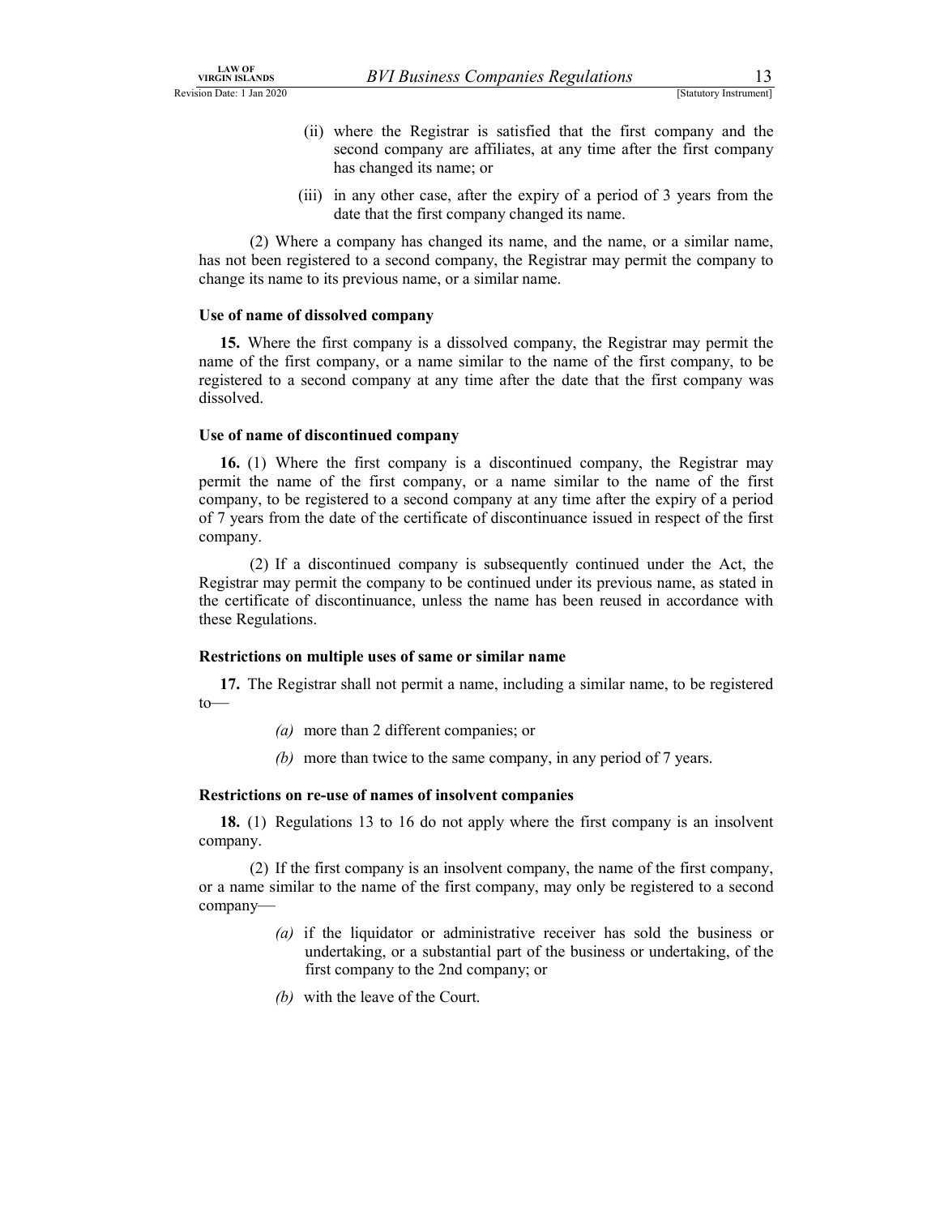(ii) where the Registrar is satisfied that the first company and the second company are affiliates, at any time after the first company has changed its name; or

(iii) in any other case, after the expiry of a period of 3 years from the date that the first company changed its name.

(2) Where a company has changed its name, and the name, or a similar name, has not been registered to a second company, the Registrar may permit the company to change its name to its previous name, or a similar name.

**Use of name of dissolved company**

**15.** Where the first company is a dissolved company, the Registrar may permit the name of the first company, or a name similar to the name of the first company, to be registered to a second company at any time after the date that the first company was dissolved.

**Use of name of discontinued company**

**16.** (1) Where the first company is a discontinued company, the Registrar may permit the name of the first company, or a name similar to the name of the first company, to be registered to a second company at any time after the expiry of a period of 7 years from the date of the certificate of discontinuance issued in respect of the first company.

(2) If a discontinued company is subsequently continued under the Act, the Registrar may permit the company to be continued under its previous name, as stated in the certificate of discontinuance, unless the name has been reused in accordance with these Regulations.

**Restrictions on multiple uses of same or similar name**

**17.** The Registrar shall not permit a name, including a similar name, to be registered to—

*(a)* more than 2 different companies; or

*(b)* more than twice to the same company, in any period of 7 years.

**Restrictions on re-use of names of insolvent companies**

**18.** (1) Regulations 13 to 16 do not apply where the first company is an insolvent company.

(2) If the first company is an insolvent company, the name of the first company, or a name similar to the name of the first company, may only be registered to a second company—

*(a)* if the liquidator or administrative receiver has sold the business or undertaking, or a substantial part of the business or undertaking, of the first company to the 2nd company; or

*(b)* with the leave of the Court.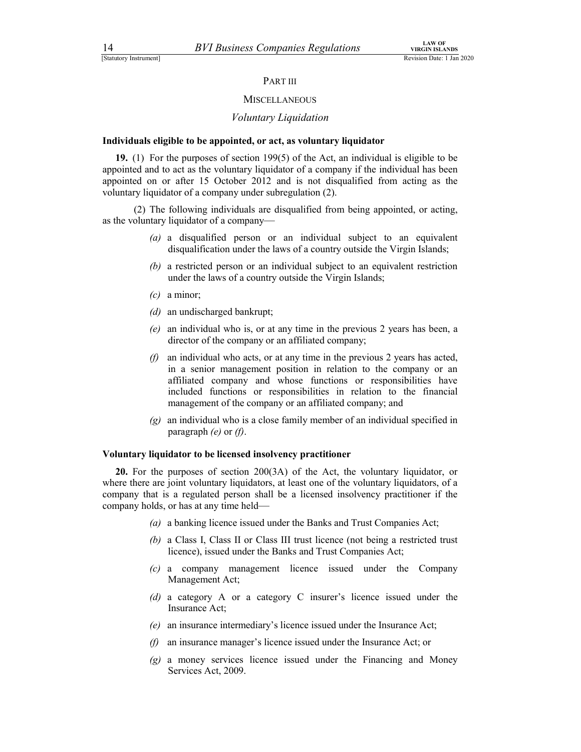## PART III

## MISCELLANEOUS

### *Voluntary Liquidation*

**Individuals eligible to be appointed, or act, as voluntary liquidator**

**19.** (1) For the purposes of section 199(5) of the Act, an individual is eligible to be appointed and to act as the voluntary liquidator of a company if the individual has been appointed on or after 15 October 2012 and is not disqualified from acting as the voluntary liquidator of a company under subregulation (2).

(2) The following individuals are disqualified from being appointed, or acting, as the voluntary liquidator of a company—

*(a)* a disqualified person or an individual subject to an equivalent disqualification under the laws of a country outside the Virgin Islands;

*(b)* a restricted person or an individual subject to an equivalent restriction under the laws of a country outside the Virgin Islands;

*(c)* a minor;

*(d)* an undischarged bankrupt;

*(e)* an individual who is, or at any time in the previous 2 years has been, a director of the company or an affiliated company;

*(f)* an individual who acts, or at any time in the previous 2 years has acted, in a senior management position in relation to the company or an affiliated company and whose functions or responsibilities have included functions or responsibilities in relation to the financial management of the company or an affiliated company; and

*(g)* an individual who is a close family member of an individual specified in paragraph *(e)* or *(f)*.

**Voluntary liquidator to be licensed insolvency practitioner**

**20.** For the purposes of section 200(3A) of the Act, the voluntary liquidator, or where there are joint voluntary liquidators, at least one of the voluntary liquidators, of a company that is a regulated person shall be a licensed insolvency practitioner if the company holds, or has at any time held—

*(a)* a banking licence issued under the Banks and Trust Companies Act;

*(b)* a Class I, Class II or Class III trust licence (not being a restricted trust licence), issued under the Banks and Trust Companies Act;

*(c)* a company management licence issued under the Company Management Act;

*(d)* a category A or a category C insurer's licence issued under the Insurance Act;

*(e)* an insurance intermediary's licence issued under the Insurance Act;

*(f)* an insurance manager's licence issued under the Insurance Act; or

*(g)* a money services licence issued under the Financing and Money Services Act, 2009.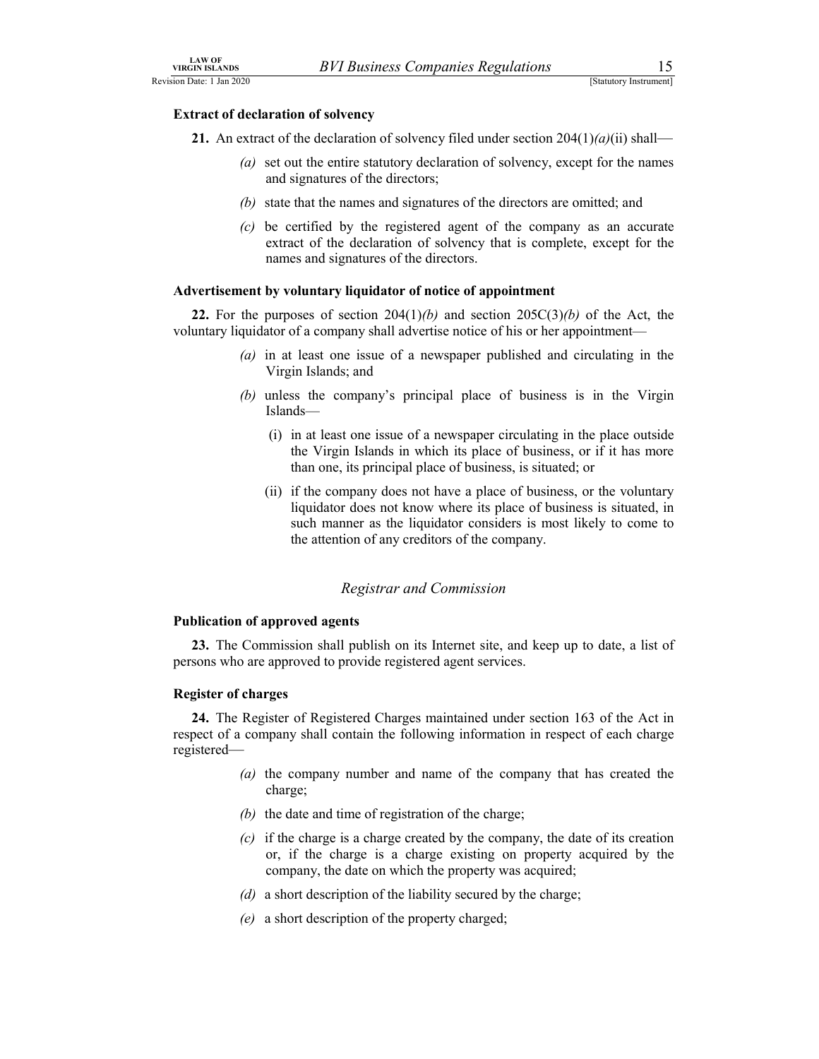### Extract of declaration of solvency

**21.** An extract of the declaration of solvency filed under section 204(1)*(a)*(ii) shall—

*(a)* set out the entire statutory declaration of solvency, except for the names and signatures of the directors;

*(b)* state that the names and signatures of the directors are omitted; and

*(c)* be certified by the registered agent of the company as an accurate extract of the declaration of solvency that is complete, except for the names and signatures of the directors.

### Advertisement by voluntary liquidator of notice of appointment

**22.** For the purposes of section 204(1)*(b)* and section 205C(3)*(b)* of the Act, the voluntary liquidator of a company shall advertise notice of his or her appointment—

*(a)* in at least one issue of a newspaper published and circulating in the Virgin Islands; and

*(b)* unless the company's principal place of business is in the Virgin Islands—

(i) in at least one issue of a newspaper circulating in the place outside the Virgin Islands in which its place of business, or if it has more than one, its principal place of business, is situated; or

(ii) if the company does not have a place of business, or the voluntary liquidator does not know where its place of business is situated, in such manner as the liquidator considers is most likely to come to the attention of any creditors of the company.

## *Registrar and Commission*

### Publication of approved agents

**23.** The Commission shall publish on its Internet site, and keep up to date, a list of persons who are approved to provide registered agent services.

### Register of charges

**24.** The Register of Registered Charges maintained under section 163 of the Act in respect of a company shall contain the following information in respect of each charge registered—

*(a)* the company number and name of the company that has created the charge;

*(b)* the date and time of registration of the charge;

*(c)* if the charge is a charge created by the company, the date of its creation or, if the charge is a charge existing on property acquired by the company, the date on which the property was acquired;

*(d)* a short description of the liability secured by the charge;

*(e)* a short description of the property charged;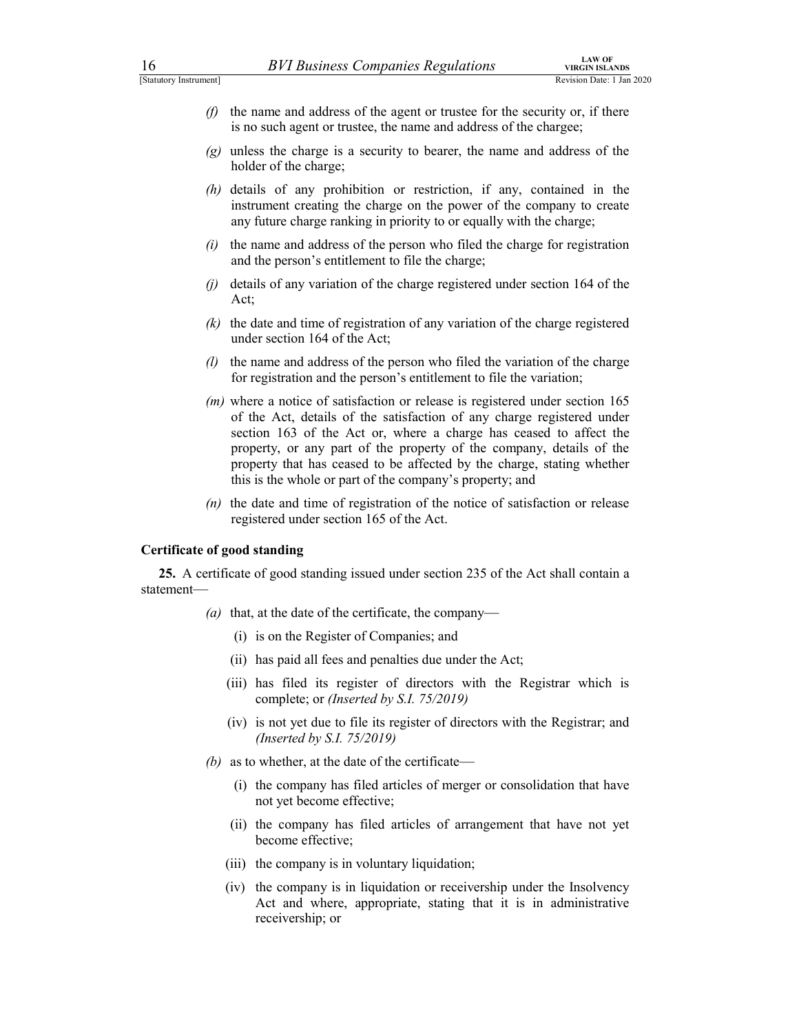(f) the name and address of the agent or trustee for the security or, if there is no such agent or trustee, the name and address of the chargee;

(g) unless the charge is a security to bearer, the name and address of the holder of the charge;

(h) details of any prohibition or restriction, if any, contained in the instrument creating the charge on the power of the company to create any future charge ranking in priority to or equally with the charge;

(i) the name and address of the person who filed the charge for registration and the person's entitlement to file the charge;

(j) details of any variation of the charge registered under section 164 of the Act;

(k) the date and time of registration of any variation of the charge registered under section 164 of the Act;

(l) the name and address of the person who filed the variation of the charge for registration and the person's entitlement to file the variation;

(m) where a notice of satisfaction or release is registered under section 165 of the Act, details of the satisfaction of any charge registered under section 163 of the Act or, where a charge has ceased to affect the property, or any part of the property of the company, details of the property that has ceased to be affected by the charge, stating whether this is the whole or part of the company's property; and

(n) the date and time of registration of the notice of satisfaction or release registered under section 165 of the Act.

**Certificate of good standing**

**25.** A certificate of good standing issued under section 235 of the Act shall contain a statement—

(a) that, at the date of the certificate, the company—

(i) is on the Register of Companies; and

(ii) has paid all fees and penalties due under the Act;

(iii) has filed its register of directors with the Registrar which is complete; or *(Inserted by S.I. 75/2019)*

(iv) is not yet due to file its register of directors with the Registrar; and *(Inserted by S.I. 75/2019)*

(b) as to whether, at the date of the certificate—

(i) the company has filed articles of merger or consolidation that have not yet become effective;

(ii) the company has filed articles of arrangement that have not yet become effective;

(iii) the company is in voluntary liquidation;

(iv) the company is in liquidation or receivership under the Insolvency Act and where, appropriate, stating that it is in administrative receivership; or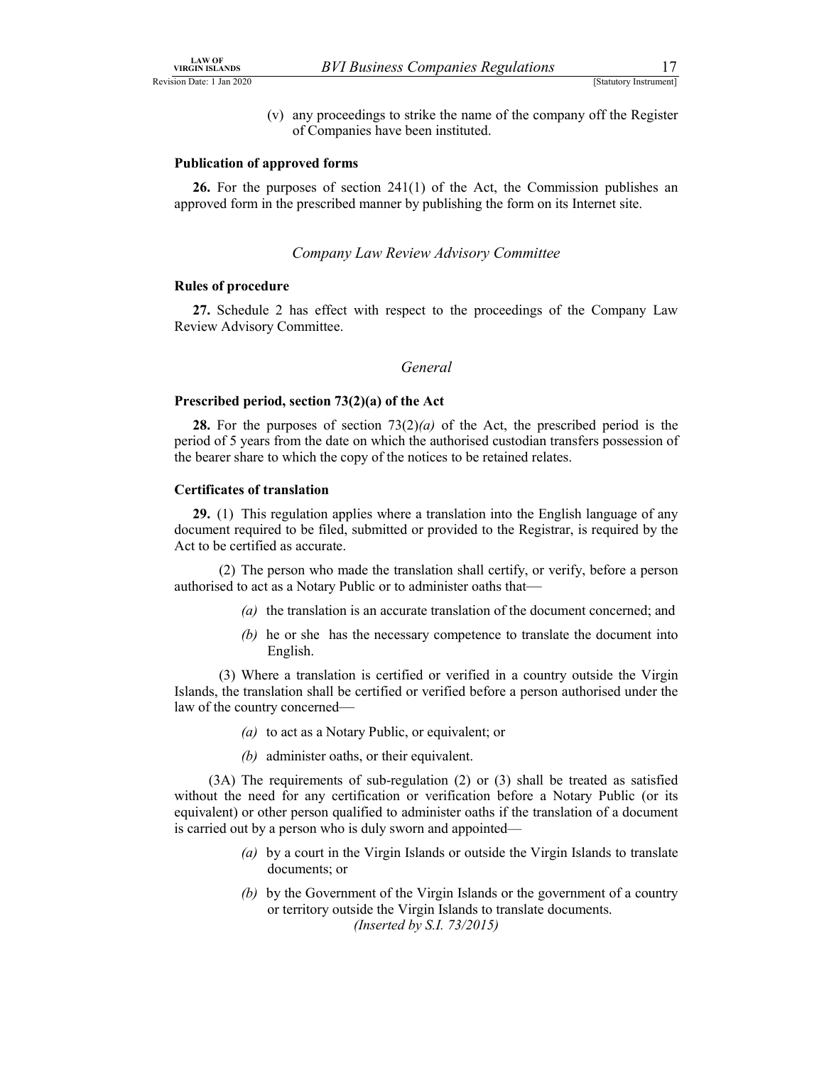(v) any proceedings to strike the name of the company off the Register of Companies have been instituted.

**Publication of approved forms**

**26.** For the purposes of section 241(1) of the Act, the Commission publishes an approved form in the prescribed manner by publishing the form on its Internet site.

*Company Law Review Advisory Committee*

**Rules of procedure**

**27.** Schedule 2 has effect with respect to the proceedings of the Company Law Review Advisory Committee.

*General*

**Prescribed period, section 73(2)(a) of the Act**

**28.** For the purposes of section 73(2)*(a)* of the Act, the prescribed period is the period of 5 years from the date on which the authorised custodian transfers possession of the bearer share to which the copy of the notices to be retained relates.

**Certificates of translation**

**29.** (1) This regulation applies where a translation into the English language of any document required to be filed, submitted or provided to the Registrar, is required by the Act to be certified as accurate.

(2) The person who made the translation shall certify, or verify, before a person authorised to act as a Notary Public or to administer oaths that—

*(a)* the translation is an accurate translation of the document concerned; and

*(b)* he or she has the necessary competence to translate the document into English.

(3) Where a translation is certified or verified in a country outside the Virgin Islands, the translation shall be certified or verified before a person authorised under the law of the country concerned—

*(a)* to act as a Notary Public, or equivalent; or

*(b)* administer oaths, or their equivalent.

(3A) The requirements of sub-regulation (2) or (3) shall be treated as satisfied without the need for any certification or verification before a Notary Public (or its equivalent) or other person qualified to administer oaths if the translation of a document is carried out by a person who is duly sworn and appointed—

*(a)* by a court in the Virgin Islands or outside the Virgin Islands to translate documents; or

*(b)* by the Government of the Virgin Islands or the government of a country or territory outside the Virgin Islands to translate documents.

*(Inserted by S.I. 73/2015)*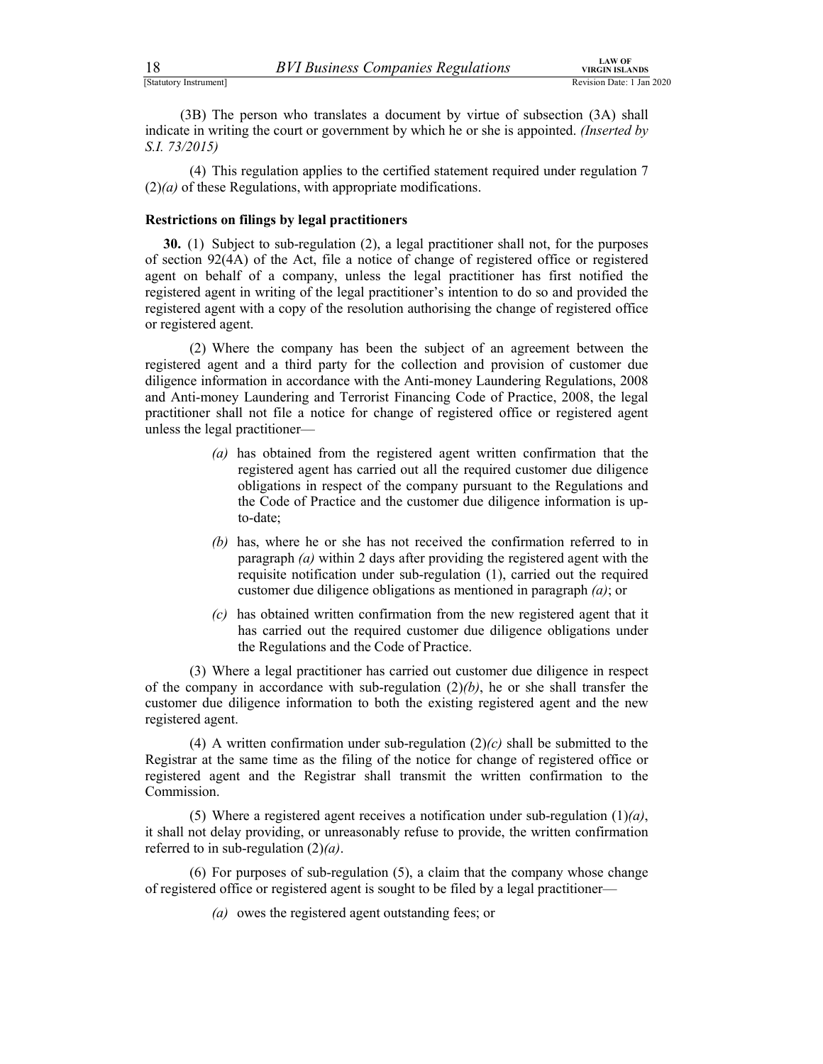(3B) The person who translates a document by virtue of subsection (3A) shall indicate in writing the court or government by which he or she is appointed. *(Inserted by S.I. 73/2015)*

(4) This regulation applies to the certified statement required under regulation 7 (2)*(a)* of these Regulations, with appropriate modifications.

**Restrictions on filings by legal practitioners**

**30.** (1) Subject to sub-regulation (2), a legal practitioner shall not, for the purposes of section 92(4A) of the Act, file a notice of change of registered office or registered agent on behalf of a company, unless the legal practitioner has first notified the registered agent in writing of the legal practitioner's intention to do so and provided the registered agent with a copy of the resolution authorising the change of registered office or registered agent.

(2) Where the company has been the subject of an agreement between the registered agent and a third party for the collection and provision of customer due diligence information in accordance with the Anti-money Laundering Regulations, 2008 and Anti-money Laundering and Terrorist Financing Code of Practice, 2008, the legal practitioner shall not file a notice for change of registered office or registered agent unless the legal practitioner—

*(a)* has obtained from the registered agent written confirmation that the registered agent has carried out all the required customer due diligence obligations in respect of the company pursuant to the Regulations and the Code of Practice and the customer due diligence information is up-to-date;

*(b)* has, where he or she has not received the confirmation referred to in paragraph *(a)* within 2 days after providing the registered agent with the requisite notification under sub-regulation (1), carried out the required customer due diligence obligations as mentioned in paragraph *(a)*; or

*(c)* has obtained written confirmation from the new registered agent that it has carried out the required customer due diligence obligations under the Regulations and the Code of Practice.

(3) Where a legal practitioner has carried out customer due diligence in respect of the company in accordance with sub-regulation (2)*(b)*, he or she shall transfer the customer due diligence information to both the existing registered agent and the new registered agent.

(4) A written confirmation under sub-regulation (2)*(c)* shall be submitted to the Registrar at the same time as the filing of the notice for change of registered office or registered agent and the Registrar shall transmit the written confirmation to the Commission.

(5) Where a registered agent receives a notification under sub-regulation (1)*(a)*, it shall not delay providing, or unreasonably refuse to provide, the written confirmation referred to in sub-regulation (2)*(a)*.

(6) For purposes of sub-regulation (5), a claim that the company whose change of registered office or registered agent is sought to be filed by a legal practitioner—

*(a)* owes the registered agent outstanding fees; or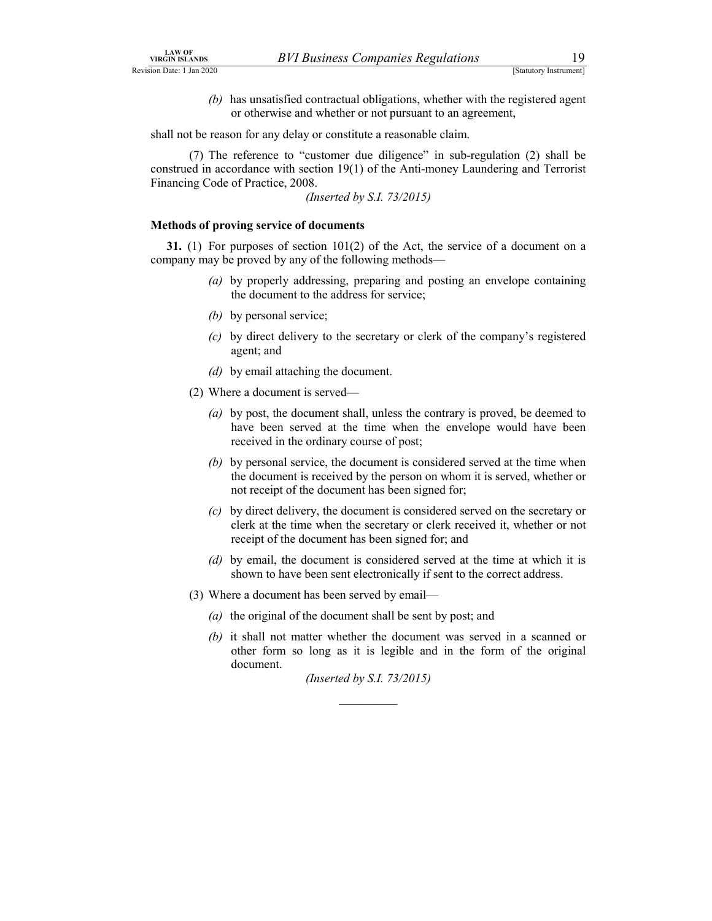*(b)* has unsatisfied contractual obligations, whether with the registered agent or otherwise and whether or not pursuant to an agreement,

shall not be reason for any delay or constitute a reasonable claim.

(7) The reference to "customer due diligence" in sub-regulation (2) shall be construed in accordance with section 19(1) of the Anti-money Laundering and Terrorist Financing Code of Practice, 2008.

*(Inserted by S.I. 73/2015)*

**Methods of proving service of documents**

**31.** (1) For purposes of section 101(2) of the Act, the service of a document on a company may be proved by any of the following methods—

*(a)* by properly addressing, preparing and posting an envelope containing the document to the address for service;

*(b)* by personal service;

*(c)* by direct delivery to the secretary or clerk of the company's registered agent; and

*(d)* by email attaching the document.

(2) Where a document is served—

*(a)* by post, the document shall, unless the contrary is proved, be deemed to have been served at the time when the envelope would have been received in the ordinary course of post;

*(b)* by personal service, the document is considered served at the time when the document is received by the person on whom it is served, whether or not receipt of the document has been signed for;

*(c)* by direct delivery, the document is considered served on the secretary or clerk at the time when the secretary or clerk received it, whether or not receipt of the document has been signed for; and

*(d)* by email, the document is considered served at the time at which it is shown to have been sent electronically if sent to the correct address.

(3) Where a document has been served by email—

*(a)* the original of the document shall be sent by post; and

*(b)* it shall not matter whether the document was served in a scanned or other form so long as it is legible and in the form of the original document.

*(Inserted by S.I. 73/2015)*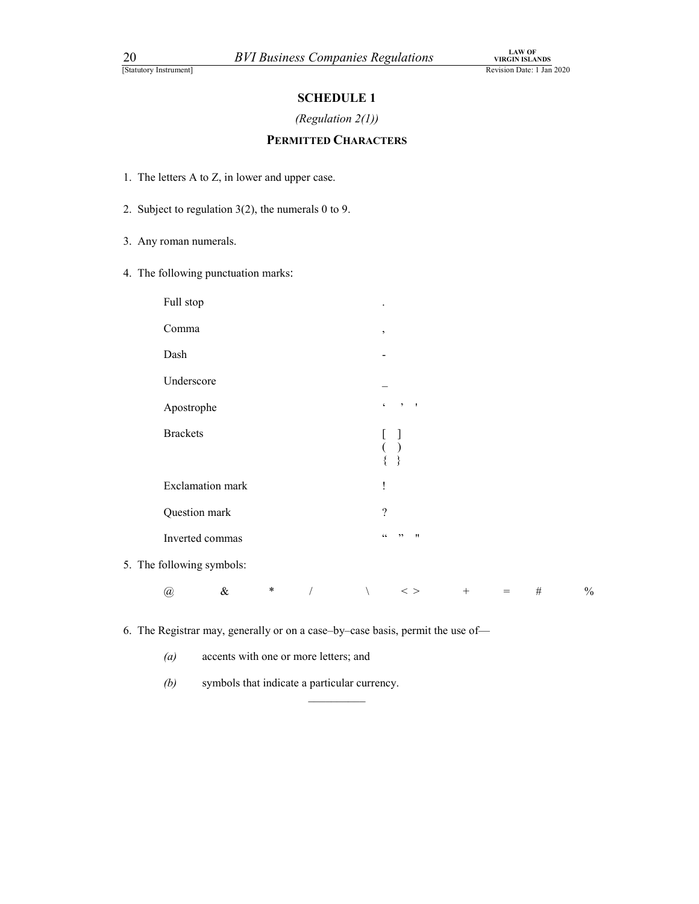## SCHEDULE 1

*(Regulation 2(1))*

### PERMITTED CHARACTERS

1. The letters A to Z, in lower and upper case.

2. Subject to regulation 3(2), the numerals 0 to 9.

3. Any roman numerals.

4. The following punctuation marks:

| | |
|---|---|
| Full stop | . |
| Comma | , |
| Dash | - |
| Underscore | _ |
| Apostrophe | ‘ ’ ' |
| Brackets | [ ] ( ) { } |
| Exclamation mark | ! |
| Question mark | ? |
| Inverted commas | “ ” " |

5. The following symbols:

@ & * / \ < > + = # %

6. The Registrar may, generally or on a case–by–case basis, permit the use of—

   *(a)* accents with one or more letters; and

   *(b)* symbols that indicate a particular currency.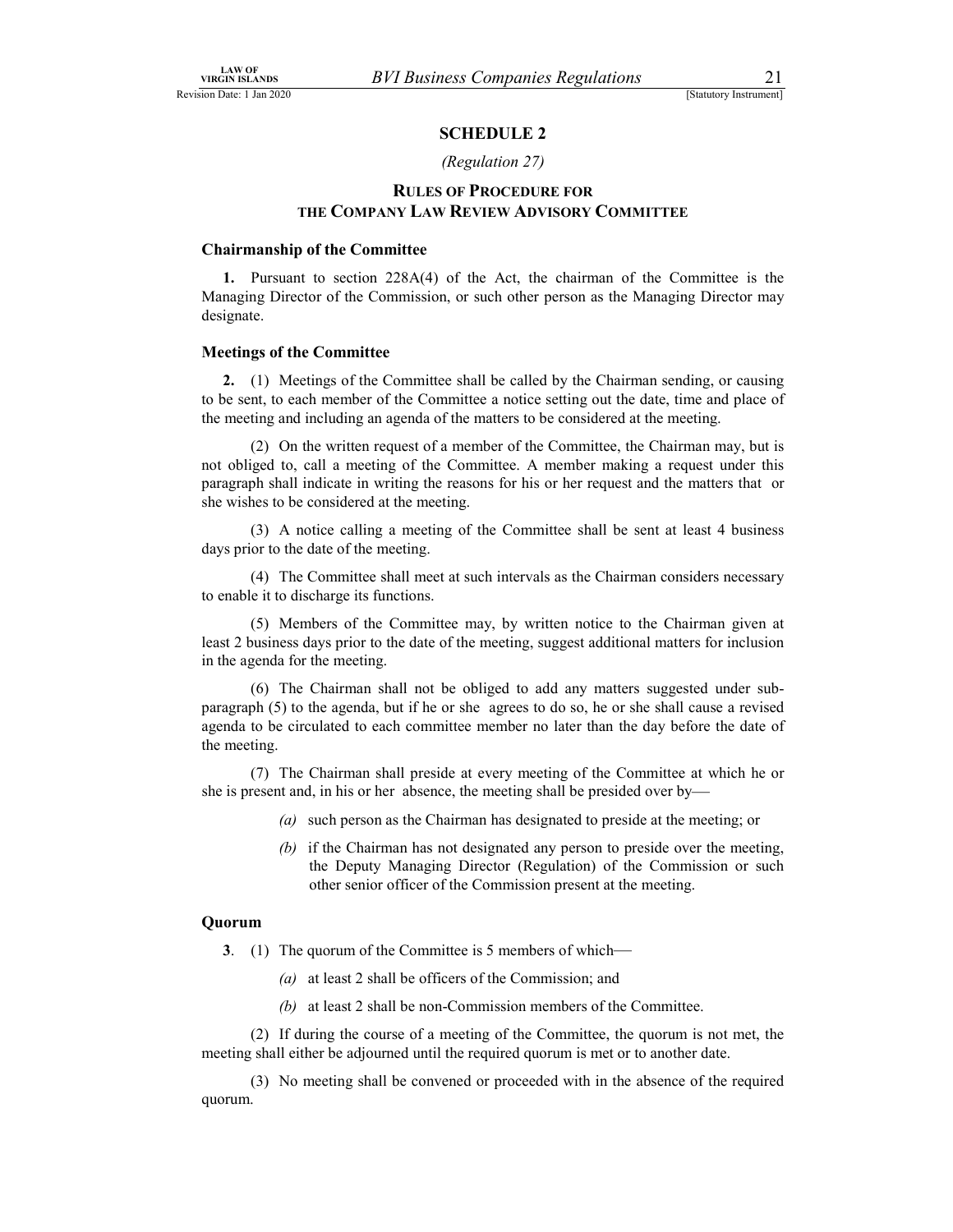## SCHEDULE 2

*(Regulation 27)*

### RULES OF PROCEDURE FOR THE COMPANY LAW REVIEW ADVISORY COMMITTEE

**Chairmanship of the Committee**

**1.** Pursuant to section 228A(4) of the Act, the chairman of the Committee is the Managing Director of the Commission, or such other person as the Managing Director may designate.

**Meetings of the Committee**

**2.** (1) Meetings of the Committee shall be called by the Chairman sending, or causing to be sent, to each member of the Committee a notice setting out the date, time and place of the meeting and including an agenda of the matters to be considered at the meeting.

(2) On the written request of a member of the Committee, the Chairman may, but is not obliged to, call a meeting of the Committee. A member making a request under this paragraph shall indicate in writing the reasons for his or her request and the matters that or she wishes to be considered at the meeting.

(3) A notice calling a meeting of the Committee shall be sent at least 4 business days prior to the date of the meeting.

(4) The Committee shall meet at such intervals as the Chairman considers necessary to enable it to discharge its functions.

(5) Members of the Committee may, by written notice to the Chairman given at least 2 business days prior to the date of the meeting, suggest additional matters for inclusion in the agenda for the meeting.

(6) The Chairman shall not be obliged to add any matters suggested under sub-paragraph (5) to the agenda, but if he or she agrees to do so, he or she shall cause a revised agenda to be circulated to each committee member no later than the day before the date of the meeting.

(7) The Chairman shall preside at every meeting of the Committee at which he or she is present and, in his or her absence, the meeting shall be presided over by—

*(a)* such person as the Chairman has designated to preside at the meeting; or

*(b)* if the Chairman has not designated any person to preside over the meeting, the Deputy Managing Director (Regulation) of the Commission or such other senior officer of the Commission present at the meeting.

**Quorum**

**3**. (1) The quorum of the Committee is 5 members of which—

*(a)* at least 2 shall be officers of the Commission; and

*(b)* at least 2 shall be non-Commission members of the Committee.

(2) If during the course of a meeting of the Committee, the quorum is not met, the meeting shall either be adjourned until the required quorum is met or to another date.

(3) No meeting shall be convened or proceeded with in the absence of the required quorum.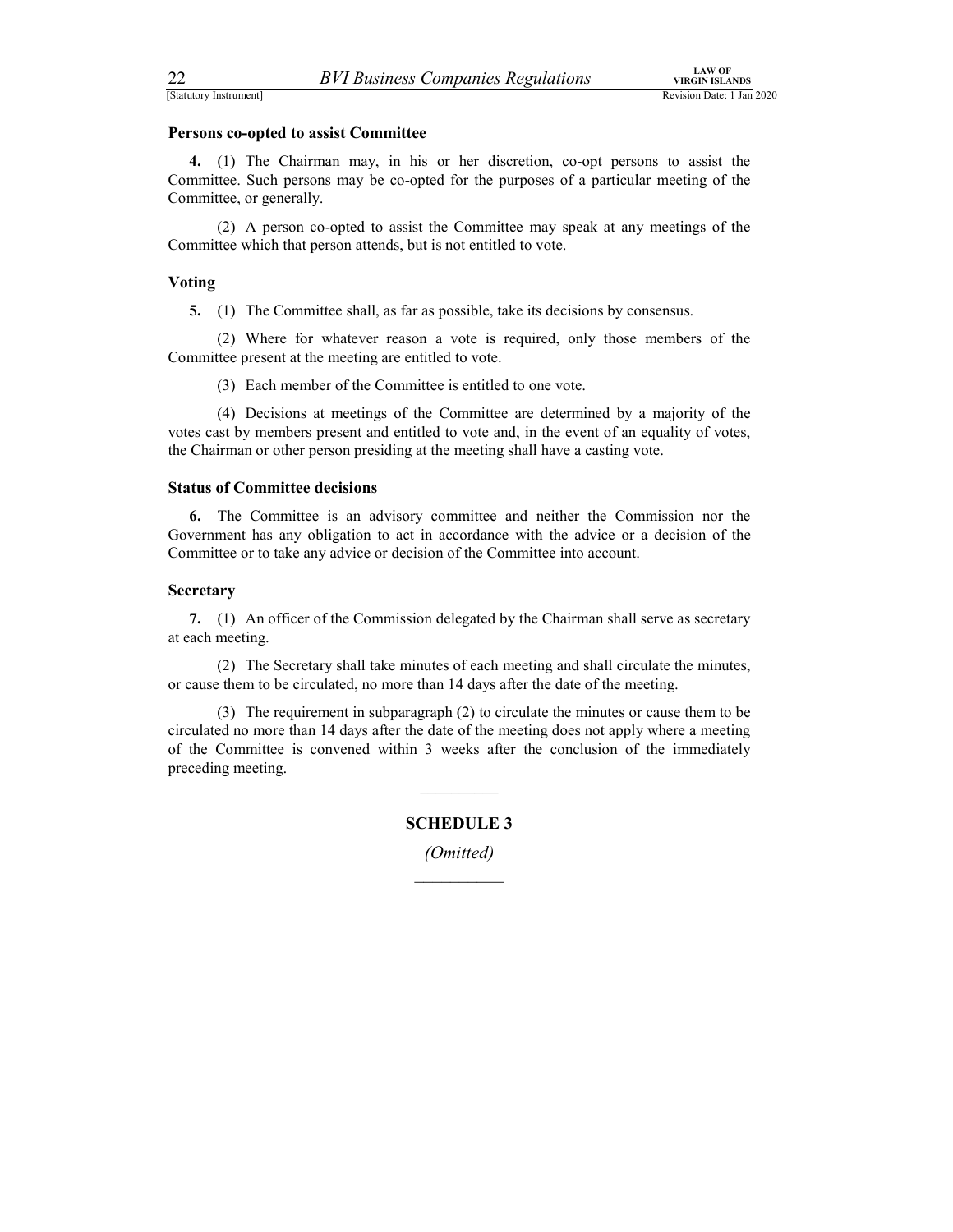### Persons co-opted to assist Committee

**4.** (1) The Chairman may, in his or her discretion, co-opt persons to assist the Committee. Such persons may be co-opted for the purposes of a particular meeting of the Committee, or generally.

(2) A person co-opted to assist the Committee may speak at any meetings of the Committee which that person attends, but is not entitled to vote.

### Voting

**5.** (1) The Committee shall, as far as possible, take its decisions by consensus.

(2) Where for whatever reason a vote is required, only those members of the Committee present at the meeting are entitled to vote.

(3) Each member of the Committee is entitled to one vote.

(4) Decisions at meetings of the Committee are determined by a majority of the votes cast by members present and entitled to vote and, in the event of an equality of votes, the Chairman or other person presiding at the meeting shall have a casting vote.

### Status of Committee decisions

**6.** The Committee is an advisory committee and neither the Commission nor the Government has any obligation to act in accordance with the advice or a decision of the Committee or to take any advice or decision of the Committee into account.

### Secretary

**7.** (1) An officer of the Commission delegated by the Chairman shall serve as secretary at each meeting.

(2) The Secretary shall take minutes of each meeting and shall circulate the minutes, or cause them to be circulated, no more than 14 days after the date of the meeting.

(3) The requirement in subparagraph (2) to circulate the minutes or cause them to be circulated no more than 14 days after the date of the meeting does not apply where a meeting of the Committee is convened within 3 weeks after the conclusion of the immediately preceding meeting.

---

## SCHEDULE 3

*(Omitted)*

---